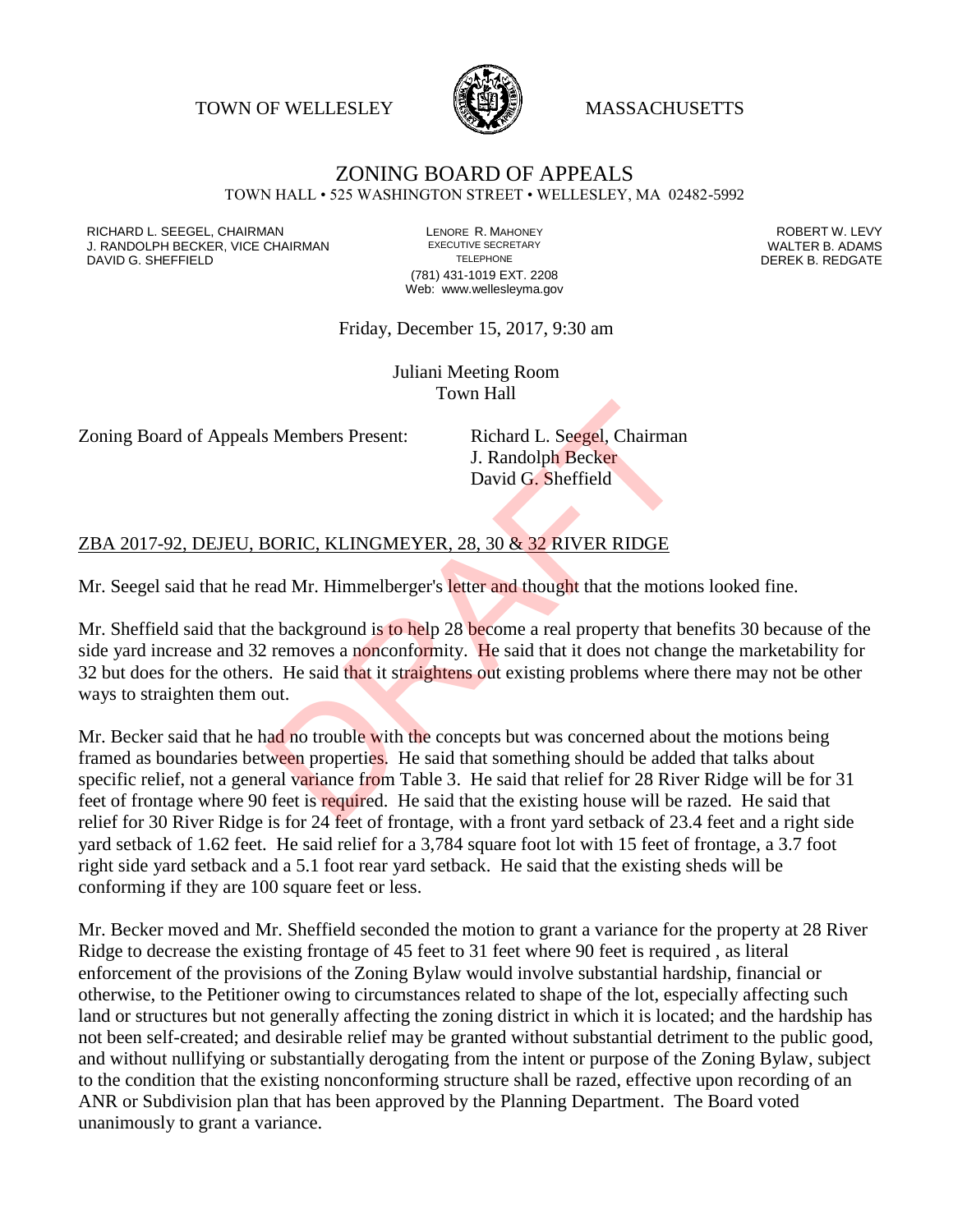TOWN OF WELLESLEY MASSACHUSETTS

# ZONING BOARD OF APPEALS

TOWN HALL • 525 WASHINGTON STREET • WELLESLEY, MA 02482-5992

RICHARD L. SEEGEL, CHAIRMAN
J. RANDOLPH BECKER, VICE CHAIRMAN
DAVID G. SHEFFIELD

LENORE R. MAHONEY
EXECUTIVE SECRETARY
TELEPHONE
(781) 431-1019 EXT. 2208
Web: www.wellesleyma.gov

ROBERT W. LEVY
WALTER B. ADAMS
DEREK B. REDGATE

Friday, December 15, 2017, 9:30 am

Juliani Meeting Room
Town Hall

Zoning Board of Appeals Members Present: Richard L. Seegel, Chairman
J. Randolph Becker
David G. Sheffield

ZBA 2017-92, DEJEU, BORIC, KLINGMEYER, 28, 30 & 32 RIVER RIDGE

Mr. Seegel said that he read Mr. Himmelberger's letter and thought that the motions looked fine.

Mr. Sheffield said that the background is to help 28 become a real property that benefits 30 because of the side yard increase and 32 removes a nonconformity. He said that it does not change the marketability for 32 but does for the others. He said that it straightens out existing problems where there may not be other ways to straighten them out.

Mr. Becker said that he had no trouble with the concepts but was concerned about the motions being framed as boundaries between properties. He said that something should be added that talks about specific relief, not a general variance from Table 3. He said that relief for 28 River Ridge will be for 31 feet of frontage where 90 feet is required. He said that the existing house will be razed. He said that relief for 30 River Ridge is for 24 feet of frontage, with a front yard setback of 23.4 feet and a right side yard setback of 1.62 feet. He said relief for a 3,784 square foot lot with 15 feet of frontage, a 3.7 foot right side yard setback and a 5.1 foot rear yard setback. He said that the existing sheds will be conforming if they are 100 square feet or less.

Mr. Becker moved and Mr. Sheffield seconded the motion to grant a variance for the property at 28 River Ridge to decrease the existing frontage of 45 feet to 31 feet where 90 feet is required , as literal enforcement of the provisions of the Zoning Bylaw would involve substantial hardship, financial or otherwise, to the Petitioner owing to circumstances related to shape of the lot, especially affecting such land or structures but not generally affecting the zoning district in which it is located; and the hardship has not been self-created; and desirable relief may be granted without substantial detriment to the public good, and without nullifying or substantially derogating from the intent or purpose of the Zoning Bylaw, subject to the condition that the existing nonconforming structure shall be razed, effective upon recording of an ANR or Subdivision plan that has been approved by the Planning Department. The Board voted unanimously to grant a variance.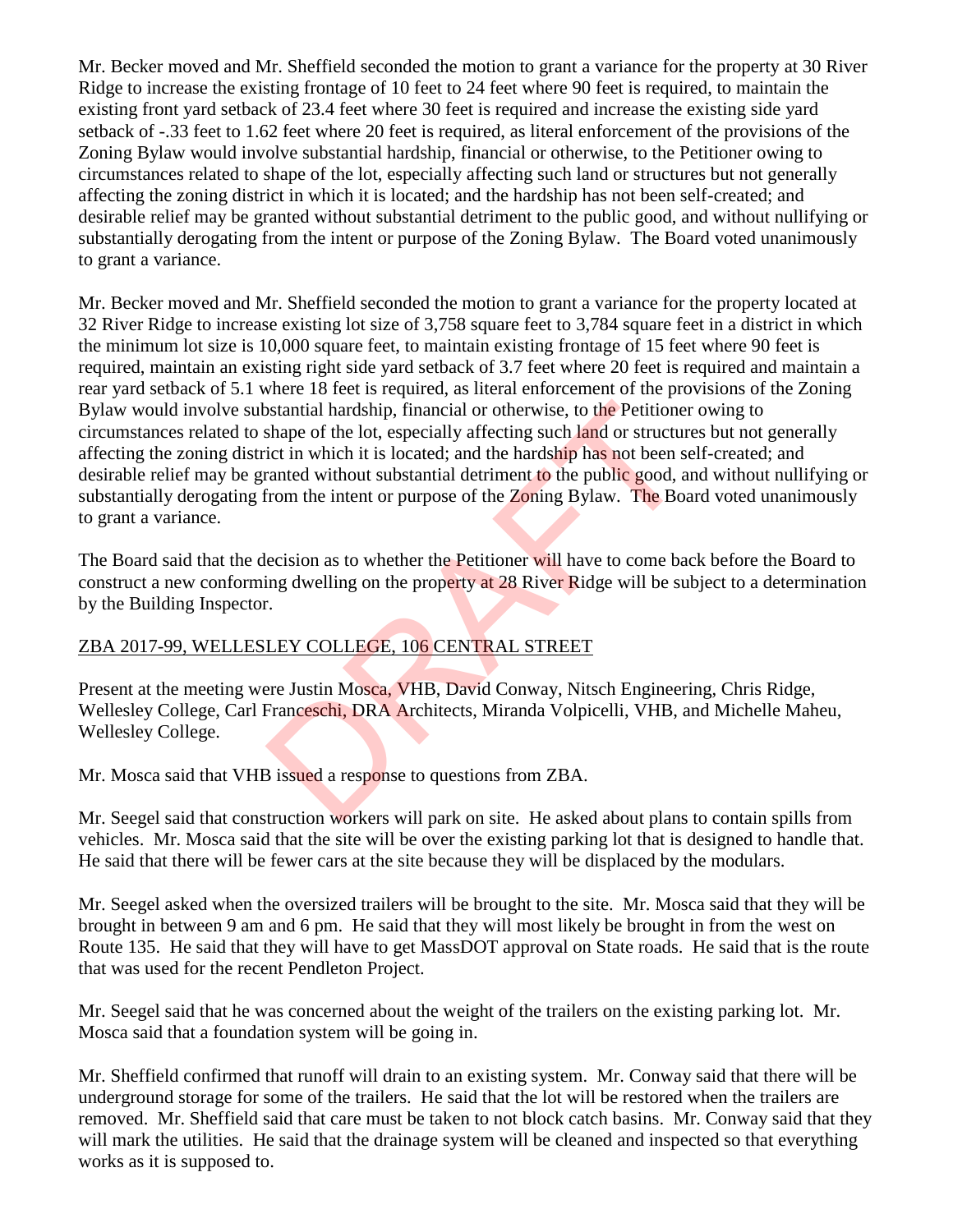Mr. Becker moved and Mr. Sheffield seconded the motion to grant a variance for the property at 30 River Ridge to increase the existing frontage of 10 feet to 24 feet where 90 feet is required, to maintain the existing front yard setback of 23.4 feet where 30 feet is required and increase the existing side yard setback of -.33 feet to 1.62 feet where 20 feet is required, as literal enforcement of the provisions of the Zoning Bylaw would involve substantial hardship, financial or otherwise, to the Petitioner owing to circumstances related to shape of the lot, especially affecting such land or structures but not generally affecting the zoning district in which it is located; and the hardship has not been self-created; and desirable relief may be granted without substantial detriment to the public good, and without nullifying or substantially derogating from the intent or purpose of the Zoning Bylaw. The Board voted unanimously to grant a variance.

Mr. Becker moved and Mr. Sheffield seconded the motion to grant a variance for the property located at 32 River Ridge to increase existing lot size of 3,758 square feet to 3,784 square feet in a district in which the minimum lot size is 10,000 square feet, to maintain existing frontage of 15 feet where 90 feet is required, maintain an existing right side yard setback of 3.7 feet where 20 feet is required and maintain a rear yard setback of 5.1 where 18 feet is required, as literal enforcement of the provisions of the Zoning Bylaw would involve substantial hardship, financial or otherwise, to the Petitioner owing to circumstances related to shape of the lot, especially affecting such land or structures but not generally affecting the zoning district in which it is located; and the hardship has not been self-created; and desirable relief may be granted without substantial detriment to the public good, and without nullifying or substantially derogating from the intent or purpose of the Zoning Bylaw. The Board voted unanimously to grant a variance.

The Board said that the decision as to whether the Petitioner will have to come back before the Board to construct a new conforming dwelling on the property at 28 River Ridge will be subject to a determination by the Building Inspector.

ZBA 2017-99, WELLESLEY COLLEGE, 106 CENTRAL STREET

Present at the meeting were Justin Mosca, VHB, David Conway, Nitsch Engineering, Chris Ridge, Wellesley College, Carl Franceschi, DRA Architects, Miranda Volpicelli, VHB, and Michelle Maheu, Wellesley College.

Mr. Mosca said that VHB issued a response to questions from ZBA.

Mr. Seegel said that construction workers will park on site. He asked about plans to contain spills from vehicles. Mr. Mosca said that the site will be over the existing parking lot that is designed to handle that. He said that there will be fewer cars at the site because they will be displaced by the modulars.

Mr. Seegel asked when the oversized trailers will be brought to the site. Mr. Mosca said that they will be brought in between 9 am and 6 pm. He said that they will most likely be brought in from the west on Route 135. He said that they will have to get MassDOT approval on State roads. He said that is the route that was used for the recent Pendleton Project.

Mr. Seegel said that he was concerned about the weight of the trailers on the existing parking lot. Mr. Mosca said that a foundation system will be going in.

Mr. Sheffield confirmed that runoff will drain to an existing system. Mr. Conway said that there will be underground storage for some of the trailers. He said that the lot will be restored when the trailers are removed. Mr. Sheffield said that care must be taken to not block catch basins. Mr. Conway said that they will mark the utilities. He said that the drainage system will be cleaned and inspected so that everything works as it is supposed to.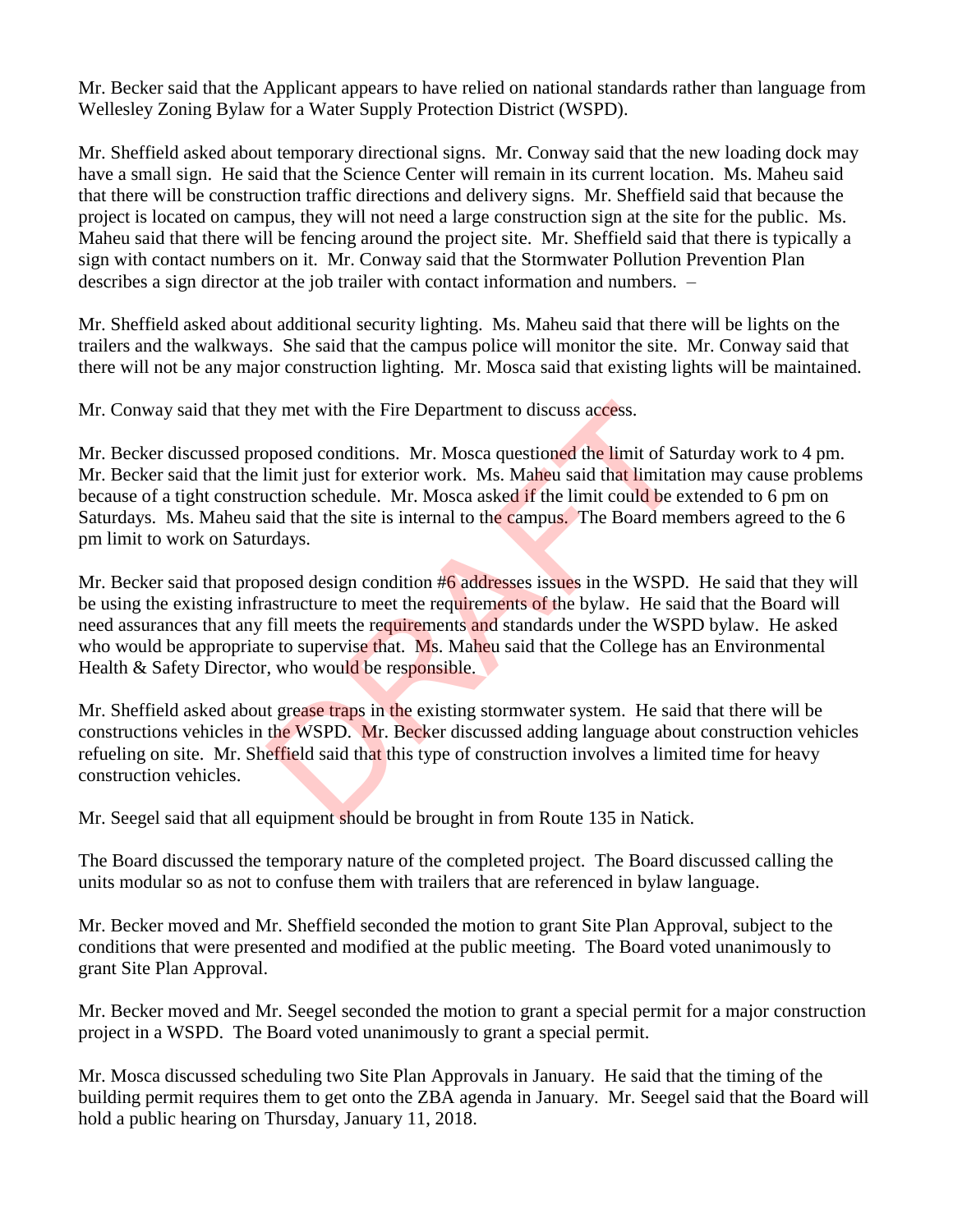Mr. Becker said that the Applicant appears to have relied on national standards rather than language from Wellesley Zoning Bylaw for a Water Supply Protection District (WSPD).

Mr. Sheffield asked about temporary directional signs. Mr. Conway said that the new loading dock may have a small sign. He said that the Science Center will remain in its current location. Ms. Maheu said that there will be construction traffic directions and delivery signs. Mr. Sheffield said that because the project is located on campus, they will not need a large construction sign at the site for the public. Ms. Maheu said that there will be fencing around the project site. Mr. Sheffield said that there is typically a sign with contact numbers on it. Mr. Conway said that the Stormwater Pollution Prevention Plan describes a sign director at the job trailer with contact information and numbers. –

Mr. Sheffield asked about additional security lighting. Ms. Maheu said that there will be lights on the trailers and the walkways. She said that the campus police will monitor the site. Mr. Conway said that there will not be any major construction lighting. Mr. Mosca said that existing lights will be maintained.

Mr. Conway said that they met with the Fire Department to discuss access.

Mr. Becker discussed proposed conditions. Mr. Mosca questioned the limit of Saturday work to 4 pm. Mr. Becker said that the limit just for exterior work. Ms. Maheu said that limitation may cause problems because of a tight construction schedule. Mr. Mosca asked if the limit could be extended to 6 pm on Saturdays. Ms. Maheu said that the site is internal to the campus. The Board members agreed to the 6 pm limit to work on Saturdays.

Mr. Becker said that proposed design condition #6 addresses issues in the WSPD. He said that they will be using the existing infrastructure to meet the requirements of the bylaw. He said that the Board will need assurances that any fill meets the requirements and standards under the WSPD bylaw. He asked who would be appropriate to supervise that. Ms. Maheu said that the College has an Environmental Health & Safety Director, who would be responsible.

Mr. Sheffield asked about grease traps in the existing stormwater system. He said that there will be constructions vehicles in the WSPD. Mr. Becker discussed adding language about construction vehicles refueling on site. Mr. Sheffield said that this type of construction involves a limited time for heavy construction vehicles.

Mr. Seegel said that all equipment should be brought in from Route 135 in Natick.

The Board discussed the temporary nature of the completed project. The Board discussed calling the units modular so as not to confuse them with trailers that are referenced in bylaw language.

Mr. Becker moved and Mr. Sheffield seconded the motion to grant Site Plan Approval, subject to the conditions that were presented and modified at the public meeting. The Board voted unanimously to grant Site Plan Approval.

Mr. Becker moved and Mr. Seegel seconded the motion to grant a special permit for a major construction project in a WSPD. The Board voted unanimously to grant a special permit.

Mr. Mosca discussed scheduling two Site Plan Approvals in January. He said that the timing of the building permit requires them to get onto the ZBA agenda in January. Mr. Seegel said that the Board will hold a public hearing on Thursday, January 11, 2018.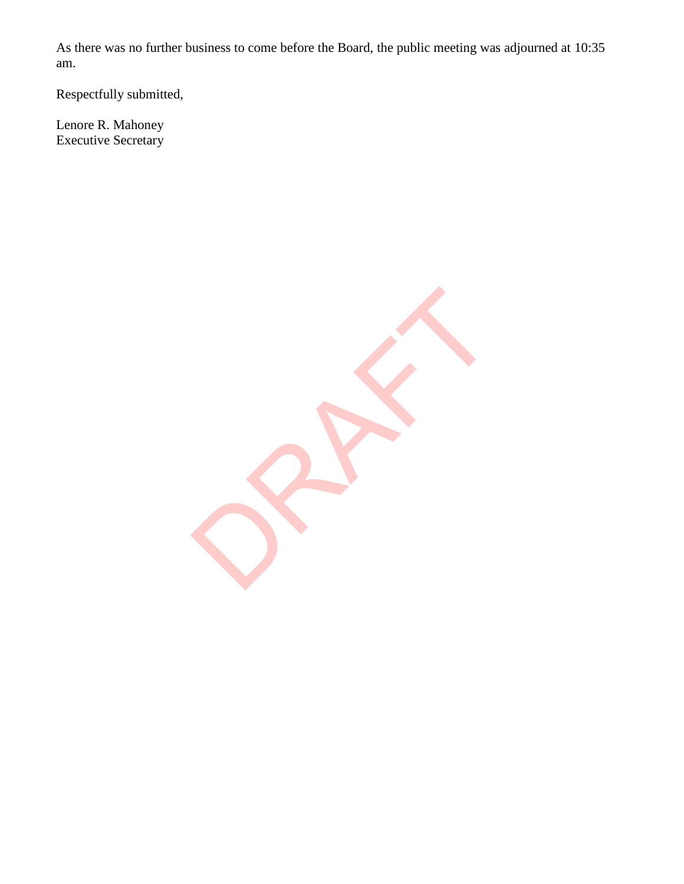As there was no further business to come before the Board, the public meeting was adjourned at 10:35 am.

Respectfully submitted,

Lenore R. Mahoney
Executive Secretary